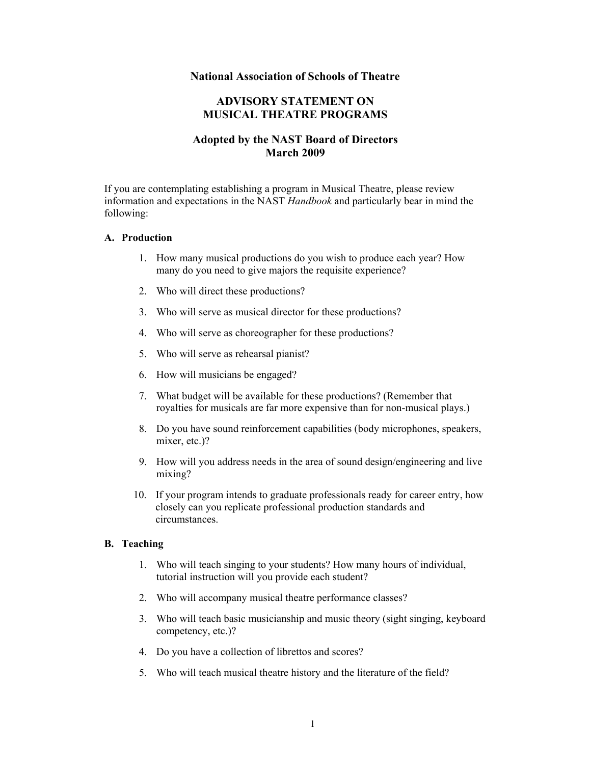# National Association of Schools of Theatre

## ADVISORY STATEMENT ON MUSICAL THEATRE PROGRAMS

### Adopted by the NAST Board of Directors March 2009

If you are contemplating establishing a program in Musical Theatre, please review information and expectations in the NAST *Handbook* and particularly bear in mind the following:

**A. Production**

1. How many musical productions do you wish to produce each year? How many do you need to give majors the requisite experience?
2. Who will direct these productions?
3. Who will serve as musical director for these productions?
4. Who will serve as choreographer for these productions?
5. Who will serve as rehearsal pianist?
6. How will musicians be engaged?
7. What budget will be available for these productions? (Remember that royalties for musicals are far more expensive than for non-musical plays.)
8. Do you have sound reinforcement capabilities (body microphones, speakers, mixer, etc.)?
9. How will you address needs in the area of sound design/engineering and live mixing?
10. If your program intends to graduate professionals ready for career entry, how closely can you replicate professional production standards and circumstances.

**B. Teaching**

1. Who will teach singing to your students? How many hours of individual, tutorial instruction will you provide each student?
2. Who will accompany musical theatre performance classes?
3. Who will teach basic musicianship and music theory (sight singing, keyboard competency, etc.)?
4. Do you have a collection of librettos and scores?
5. Who will teach musical theatre history and the literature of the field?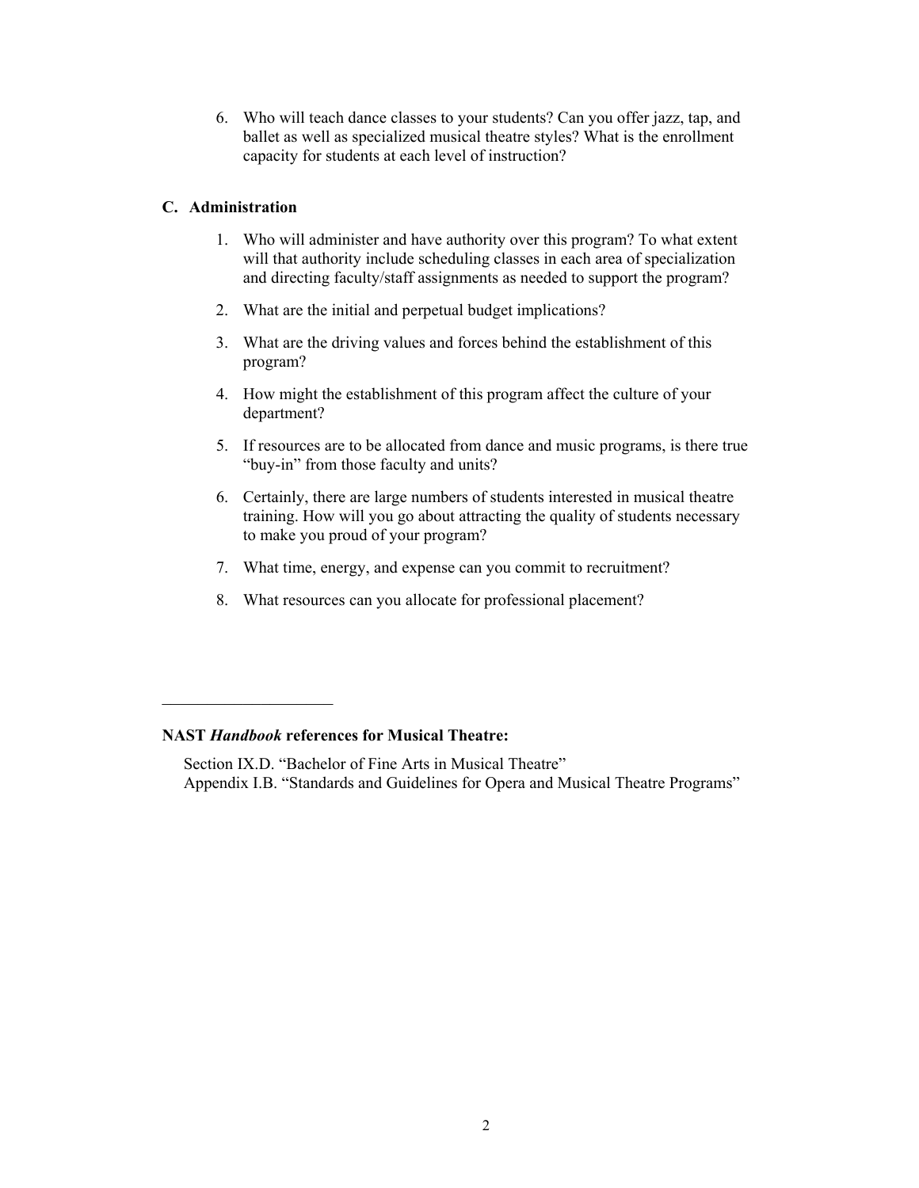6. Who will teach dance classes to your students? Can you offer jazz, tap, and ballet as well as specialized musical theatre styles? What is the enrollment capacity for students at each level of instruction?

### C. Administration

1. Who will administer and have authority over this program? To what extent will that authority include scheduling classes in each area of specialization and directing faculty/staff assignments as needed to support the program?
2. What are the initial and perpetual budget implications?
3. What are the driving values and forces behind the establishment of this program?
4. How might the establishment of this program affect the culture of your department?
5. If resources are to be allocated from dance and music programs, is there true "buy-in" from those faculty and units?
6. Certainly, there are large numbers of students interested in musical theatre training. How will you go about attracting the quality of students necessary to make you proud of your program?
7. What time, energy, and expense can you commit to recruitment?
8. What resources can you allocate for professional placement?

---

**NAST *Handbook* references for Musical Theatre:**

Section IX.D. "Bachelor of Fine Arts in Musical Theatre"
Appendix I.B. "Standards and Guidelines for Opera and Musical Theatre Programs"